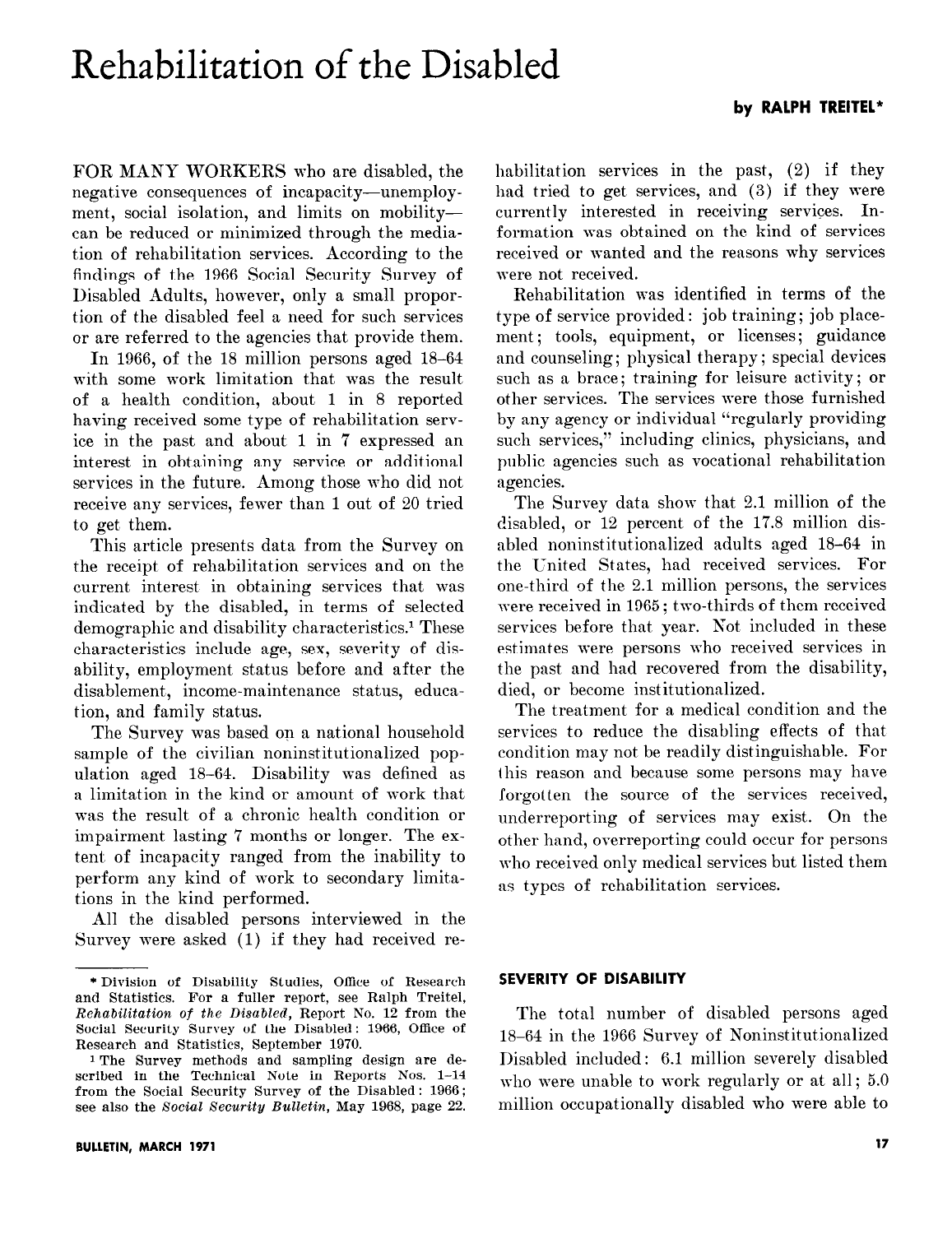# Rehabilitation of the Disabled

**by RALPH TREITEL***

FOR MANY WORKERS who are disabled, the negative consequences of incapacity—unemployment, social isolation, and limits on mobility—can be reduced or minimized through the mediation of rehabilitation services. According to the findings of the 1966 Social Security Survey of Disabled Adults, however, only a small proportion of the disabled feel a need for such services or are referred to the agencies that provide them.

In 1966, of the 18 million persons aged 18–64 with some work limitation that was the result of a health condition, about 1 in 8 reported having received some type of rehabilitation service in the past and about 1 in 7 expressed an interest in obtaining any service or additional services in the future. Among those who did not receive any services, fewer than 1 out of 20 tried to get them.

This article presents data from the Survey on the receipt of rehabilitation services and on the current interest in obtaining services that was indicated by the disabled, in terms of selected demographic and disability characteristics.[1] These characteristics include age, sex, severity of disability, employment status before and after the disablement, income-maintenance status, education, and family status.

The Survey was based on a national household sample of the civilian noninstitutionalized population aged 18–64. Disability was defined as a limitation in the kind or amount of work that was the result of a chronic health condition or impairment lasting 7 months or longer. The extent of incapacity ranged from the inability to perform any kind of work to secondary limitations in the kind performed.

All the disabled persons interviewed in the Survey were asked (1) if they had received rehabilitation services in the past, (2) if they had tried to get services, and (3) if they were currently interested in receiving services. Information was obtained on the kind of services received or wanted and the reasons why services were not received.

Rehabilitation was identified in terms of the type of service provided: job training; job placement; tools, equipment, or licenses; guidance and counseling; physical therapy; special devices such as a brace; training for leisure activity; or other services. The services were those furnished by any agency or individual "regularly providing such services," including clinics, physicians, and public agencies such as vocational rehabilitation agencies.

The Survey data show that 2.1 million of the disabled, or 12 percent of the 17.8 million disabled noninstitutionalized adults aged 18–64 in the United States, had received services. For one-third of the 2.1 million persons, the services were received in 1965; two-thirds of them received services before that year. Not included in these estimates were persons who received services in the past and had recovered from the disability, died, or become institutionalized.

The treatment for a medical condition and the services to reduce the disabling effects of that condition may not be readily distinguishable. For this reason and because some persons may have forgotten the source of the services received, underreporting of services may exist. On the other hand, overreporting could occur for persons who received only medical services but listed them as types of rehabilitation services.

## SEVERITY OF DISABILITY

The total number of disabled persons aged 18–64 in the 1966 Survey of Noninstitutionalized Disabled included: 6.1 million severely disabled who were unable to work regularly or at all; 5.0 million occupationally disabled who were able to

---

\* Division of Disability Studies, Office of Research and Statistics. For a fuller report, see Ralph Treitel, *Rehabilitation of the Disabled*, Report No. 12 from the Social Security Survey of the Disabled: 1966, Office of Research and Statistics, September 1970.

[1] The Survey methods and sampling design are described in the Technical Note in Reports Nos. 1–14 from the Social Security Survey of the Disabled: 1966; see also the *Social Security Bulletin*, May 1968, page 22.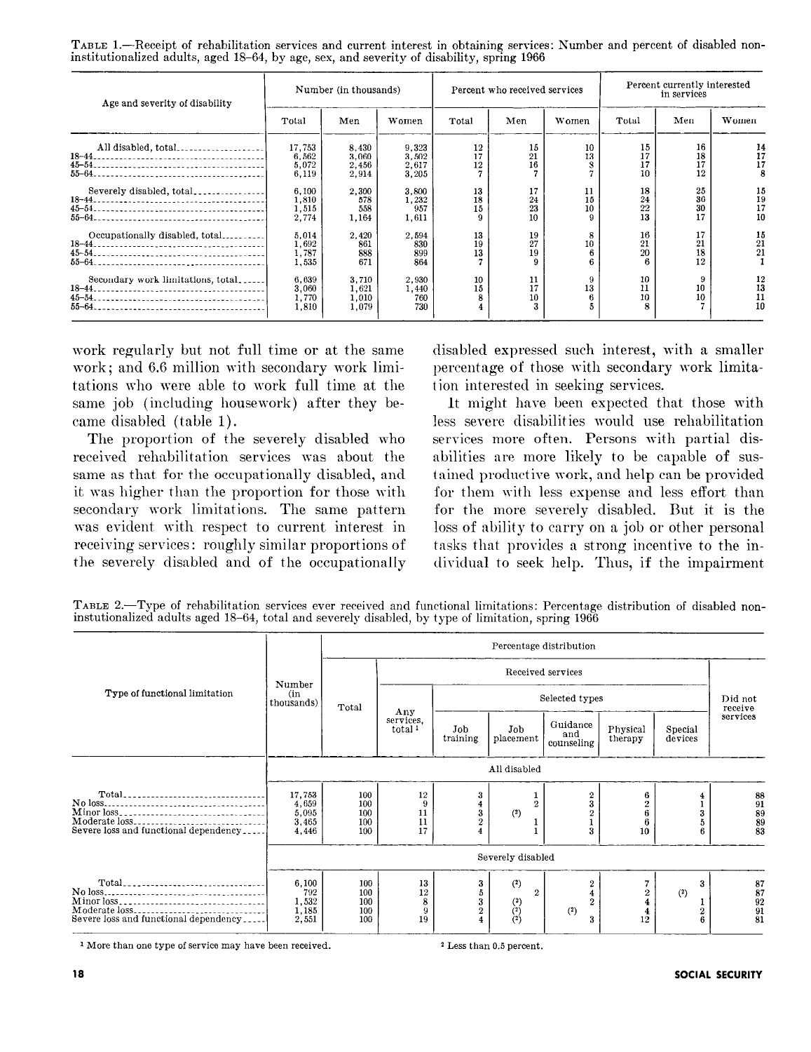TABLE 1.—Receipt of rehabilitation services and current interest in obtaining services: Number and percent of disabled noninstitutionalized adults, aged 18–64, by age, sex, and severity of disability, spring 1966

| Age and severity of disability | Number (in thousands) | | | Percent who received services | | | Percent currently interested in services | | |
|---|---|---|---|---|---|---|---|---|---|
| | Total | Men | Women | Total | Men | Women | Total | Men | Women |
| All disabled, total | 17,753 | 8,430 | 9,323 | 12 | 15 | 10 | 15 | 16 | 14 |
| 18–44 | 6,562 | 3,060 | 3,502 | 17 | 21 | 13 | 17 | 18 | 17 |
| 45–54 | 5,072 | 2,456 | 2,617 | 12 | 16 | 8 | 17 | 17 | 17 |
| 55–64 | 6,119 | 2,914 | 3,205 | 7 | 7 | 7 | 10 | 12 | 8 |
| Severely disabled, total | 6,100 | 2,300 | 3,800 | 13 | 17 | 11 | 18 | 25 | 15 |
| 18–44 | 1,810 | 578 | 1,232 | 18 | 24 | 15 | 24 | 36 | 19 |
| 45–54 | 1,515 | 558 | 957 | 15 | 23 | 10 | 22 | 30 | 17 |
| 55–64 | 2,774 | 1,164 | 1,611 | 9 | 10 | 9 | 13 | 17 | 10 |
| Occupationally disabled, total | 5,014 | 2,420 | 2,594 | 13 | 19 | 8 | 16 | 17 | 15 |
| 18–44 | 1,692 | 861 | 830 | 19 | 27 | 10 | 21 | 21 | 21 |
| 45–54 | 1,787 | 888 | 899 | 13 | 19 | 6 | 20 | 18 | 21 |
| 55–64 | 1,535 | 671 | 864 | 7 | 9 | 6 | 6 | 12 | 1 |
| Secondary work limitations, total | 6,639 | 3,710 | 2,930 | 10 | 11 | 9 | 10 | 9 | 12 |
| 18–44 | 3,060 | 1,621 | 1,440 | 15 | 17 | 13 | 11 | 10 | 13 |
| 45–54 | 1,770 | 1,010 | 760 | 8 | 10 | 6 | 10 | 10 | 11 |
| 55–64 | 1,810 | 1,079 | 730 | 4 | 3 | 5 | 8 | 7 | 10 |

work regularly but not full time or at the same work; and 6.6 million with secondary work limitations who were able to work full time at the same job (including housework) after they became disabled (table 1).

The proportion of the severely disabled who received rehabilitation services was about the same as that for the occupationally disabled, and it was higher than the proportion for those with secondary work limitations. The same pattern was evident with respect to current interest in receiving services: roughly similar proportions of the severely disabled and of the occupationally disabled expressed such interest, with a smaller percentage of those with secondary work limitation interested in seeking services.

It might have been expected that those with less severe disabilities would use rehabilitation services more often. Persons with partial disabilities are more likely to be capable of sustained productive work, and help can be provided for them with less expense and less effort than for the more severely disabled. But it is the loss of ability to carry on a job or other personal tasks that provides a strong incentive to the individual to seek help. Thus, if the impairment

TABLE 2.—Type of rehabilitation services ever received and functional limitations: Percentage distribution of disabled noninstutionalized adults aged 18–64, total and severely disabled, by type of limitation, spring 1966

| Type of functional limitation | Number (in thousands) | Percentage distribution | | | | | | | |
|---|---|---|---|---|---|---|---|---|---|
| | | Total | Received services | | | | | | Did not receive services |
| | | | Any services, total [1] | Selected types | | | | | |
| | | | | Job training | Job placement | Guidance and counseling | Physical therapy | Special devices | |
| | All disabled | | | | | | | | |
| Total | 17,753 | 100 | 12 | 3 | 1 | 2 | 6 | 4 | 88 |
| No loss | 4,659 | 100 | 9 | 4 | 2 | 3 | 2 | 1 | 91 |
| Minor loss | 5,095 | 100 | 11 | 3 | (2) | 2 | 6 | 3 | 89 |
| Moderate loss | 3,465 | 100 | 11 | 2 | 1 | 1 | 6 | 5 | 89 |
| Severe loss and functional dependency | 4,446 | 100 | 17 | 4 | 1 | 3 | 10 | 6 | 83 |
| | Severely disabled | | | | | | | | |
| Total | 6,100 | 100 | 13 | 3 | (2) | 2 | 7 | 3 | 87 |
| No loss | 792 | 100 | 12 | 5 | 2 | 4 | 2 | (2) | 87 |
| Minor loss | 1,532 | 100 | 8 | 3 | (2) | 2 | 4 | 1 | 92 |
| Moderate loss | 1,185 | 100 | 9 | 2 | (2) | (2) | 4 | 2 | 91 |
| Severe loss and functional dependency | 2,551 | 100 | 19 | 4 | (2) | 3 | 12 | 6 | 81 |

[1] More than one type of service may have been received.

[2] Less than 0.5 percent.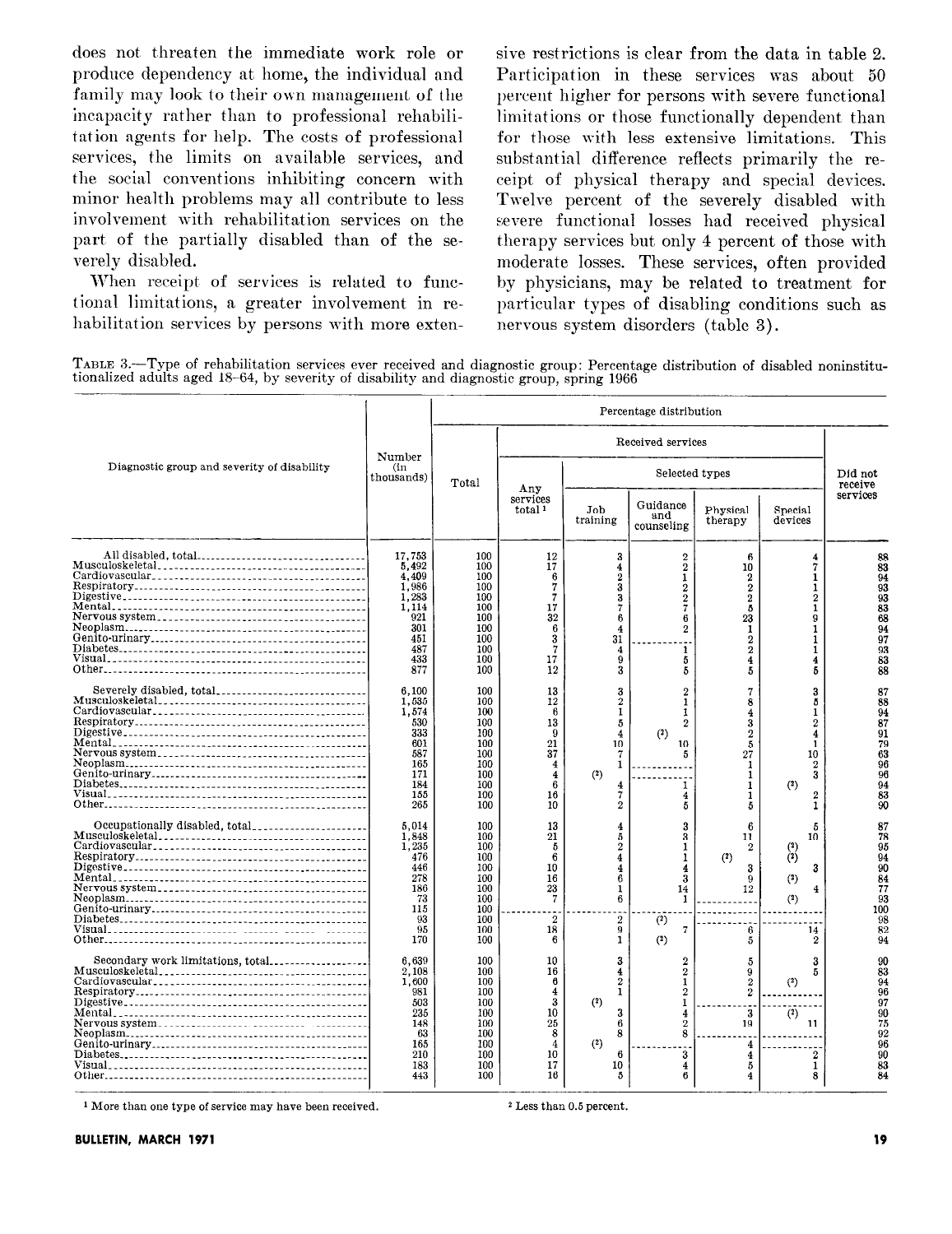does not threaten the immediate work role or produce dependency at home, the individual and family may look to their own management of the incapacity rather than to professional rehabilitation agents for help. The costs of professional services, the limits on available services, and the social conventions inhibiting concern with minor health problems may all contribute to less involvement with rehabilitation services on the part of the partially disabled than of the severely disabled.

When receipt of services is related to functional limitations, a greater involvement in rehabilitation services by persons with more extensive restrictions is clear from the data in table 2. Participation in these services was about 50 percent higher for persons with severe functional limitations or those functionally dependent than for those with less extensive limitations. This substantial difference reflects primarily the receipt of physical therapy and special devices. Twelve percent of the severely disabled with severe functional losses had received physical therapy services but only 4 percent of those with moderate losses. These services, often provided by physicians, may be related to treatment for particular types of disabling conditions such as nervous system disorders (table 3).

TABLE 3.—Type of rehabilitation services ever received and diagnostic group: Percentage distribution of disabled noninstitutionalized adults aged 18–64, by severity of disability and diagnostic group, spring 1966

| Diagnostic group and severity of disability | Number (in thousands) | Percentage distribution | | | | | | |
|---|---|---|---|---|---|---|---|---|
| | | Total | Received services | | | | | Did not receive services |
| | | | Any services total [1] | Selected types | | | | |
| | | | | Job training | Guidance and counseling | Physical therapy | Special devices | |
| All disabled, total | 17,753 | 100 | 12 | 3 | 2 | 6 | 4 | 88 |
| Musculoskeletal | 5,492 | 100 | 17 | 4 | 2 | 10 | 7 | 83 |
| Cardiovascular | 4,409 | 100 | 6 | 2 | 1 | 2 | 1 | 94 |
| Respiratory | 1,986 | 100 | 7 | 3 | 2 | 2 | 1 | 93 |
| Digestive | 1,283 | 100 | 7 | 3 | 2 | 2 | 2 | 93 |
| Mental | 1,114 | 100 | 17 | 7 | 7 | 5 | 1 | 83 |
| Nervous system | 921 | 100 | 32 | 6 | 6 | 23 | 9 | 68 |
| Neoplasm | 301 | 100 | 6 | 4 | 2 | 1 | 1 | 94 |
| Genito-urinary | 451 | 100 | 3 | 31 | ---------- | 2 | 1 | 97 |
| Diabetes | 487 | 100 | 7 | 4 | 1 | 2 | 1 | 93 |
| Visual | 433 | 100 | 17 | 9 | 5 | 4 | 4 | 83 |
| Other | 877 | 100 | 12 | 3 | 5 | 5 | 5 | 88 |
| Severely disabled, total | 6,100 | 100 | 13 | 3 | 2 | 7 | 3 | 87 |
| Musculoskeletal | 1,535 | 100 | 12 | 2 | 1 | 8 | 5 | 88 |
| Cardiovascular | 1,574 | 100 | 6 | 1 | 1 | 4 | 1 | 94 |
| Respiratory | 530 | 100 | 13 | 5 | 2 | 3 | 2 | 87 |
| Digestive | 333 | 100 | 9 | 4 | (2) | 2 | 4 | 91 |
| Mental | 601 | 100 | 21 | 10 | 10 | 5 | 1 | 79 |
| Nervous system | 587 | 100 | 37 | 7 | 5 | 27 | 10 | 63 |
| Neoplasm | 165 | 100 | 4 | 1 | ---------- | 1 | 2 | 96 |
| Genito-urinary | 171 | 100 | 4 | (2) | ---------- | 1 | 3 | 96 |
| Diabetes | 184 | 100 | 6 | 4 | 1 | 1 | (2) | 94 |
| Visual | 155 | 100 | 16 | 7 | 4 | 1 | 2 | 83 |
| Other | 265 | 100 | 10 | 2 | 5 | 5 | 1 | 90 |
| Occupationally disabled, total | 5,014 | 100 | 13 | 4 | 3 | 6 | 5 | 87 |
| Musculoskeletal | 1,848 | 100 | 21 | 5 | 3 | 11 | 10 | 78 |
| Cardiovascular | 1,235 | 100 | 5 | 2 | 1 | 2 | (2) | 95 |
| Respiratory | 476 | 100 | 6 | 4 | 1 | (2) | (2) | 94 |
| Digestive | 446 | 100 | 10 | 4 | 4 | 3 | 3 | 90 |
| Mental | 278 | 100 | 16 | 6 | 3 | 9 | (2) | 84 |
| Nervous system | 186 | 100 | 23 | 1 | 14 | 12 | 4 | 77 |
| Neoplasm | 73 | 100 | 7 | 6 | 1 | ---------- | (2) | 93 |
| Genito-urinary | 115 | 100 | ---------- | ---------- | ---------- | ---------- | ---------- | 100 |
| Diabetes | 93 | 100 | 2 | 2 | (2) | ---------- | ---------- | 98 |
| Visual | 95 | 100 | 18 | 9 | 7 | 6 | 14 | 82 |
| Other | 170 | 100 | 6 | 1 | (2) | 5 | 2 | 94 |
| Secondary work limitations, total | 6,639 | 100 | 10 | 3 | 2 | 5 | 3 | 90 |
| Musculoskeletal | 2,108 | 100 | 16 | 4 | 2 | 9 | 5 | 83 |
| Cardiovascular | 1,600 | 100 | 6 | 2 | 1 | 2 | (2) | 94 |
| Respiratory | 981 | 100 | 4 | 1 | 2 | 2 | ---------- | 96 |
| Digestive | 503 | 100 | 3 | (2) | 1 | ---------- | ---------- | 97 |
| Mental | 235 | 100 | 10 | 3 | 4 | 3 | (2) | 90 |
| Nervous system | 148 | 100 | 25 | 6 | 2 | 19 | 11 | 75 |
| Neoplasm | 63 | 100 | 8 | 8 | 8 | ---------- | ---------- | 92 |
| Genito-urinary | 165 | 100 | 4 | (2) | ---------- | 4 | ---------- | 96 |
| Diabetes | 210 | 100 | 10 | 6 | 3 | 4 | 2 | 90 |
| Visual | 183 | 100 | 17 | 10 | 4 | 5 | 1 | 83 |
| Other | 443 | 100 | 16 | 5 | 6 | 4 | 8 | 84 |

[1] More than one type of service may have been received.

[2] Less than 0.5 percent.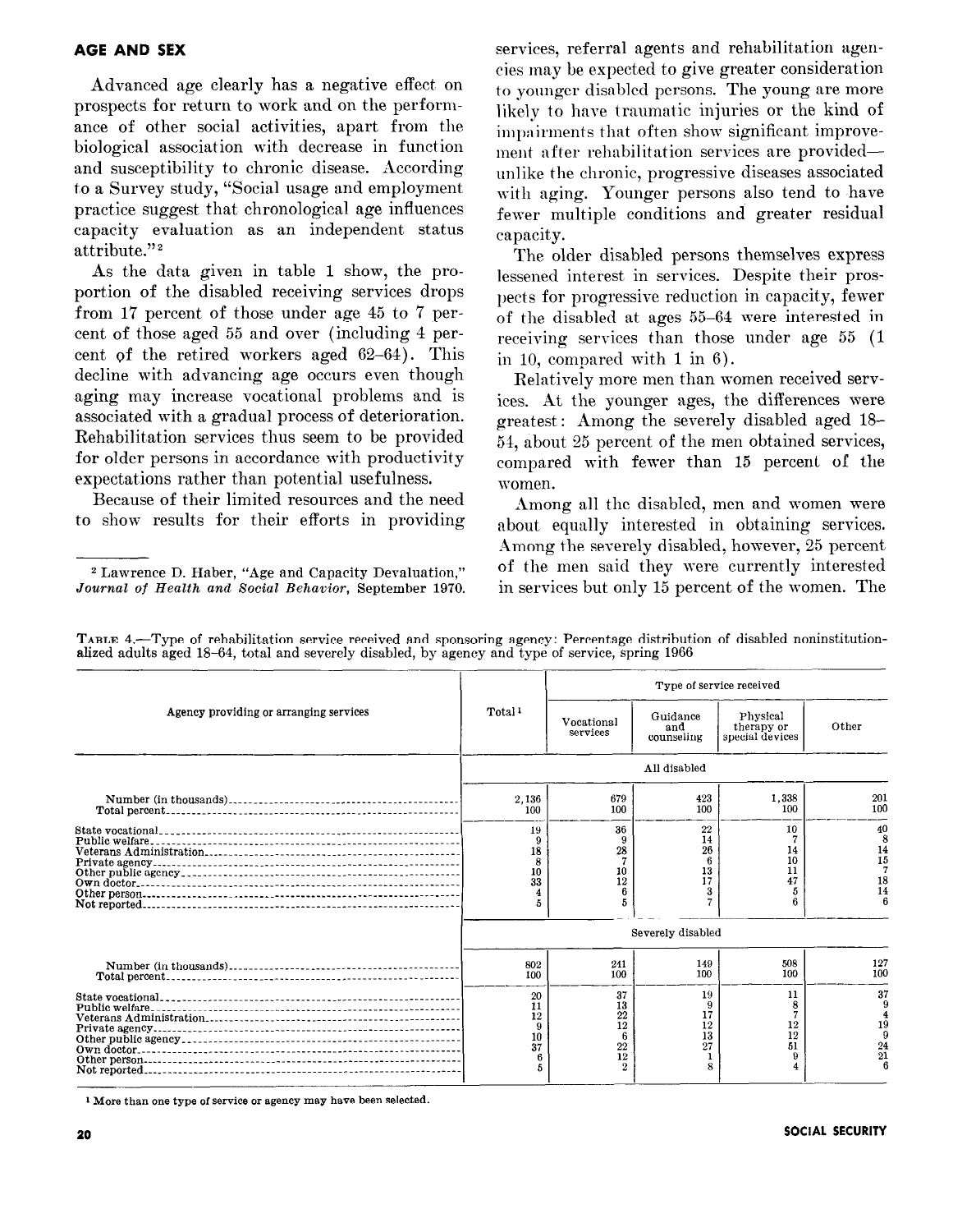## AGE AND SEX

Advanced age clearly has a negative effect on prospects for return to work and on the performance of other social activities, apart from the biological association with decrease in function and susceptibility to chronic disease. According to a Survey study, "Social usage and employment practice suggest that chronological age influences capacity evaluation as an independent status attribute."[2]

As the data given in table 1 show, the proportion of the disabled receiving services drops from 17 percent of those under age 45 to 7 percent of those aged 55 and over (including 4 percent of the retired workers aged 62–64). This decline with advancing age occurs even though aging may increase vocational problems and is associated with a gradual process of deterioration. Rehabilitation services thus seem to be provided for older persons in accordance with productivity expectations rather than potential usefulness.

Because of their limited resources and the need to show results for their efforts in providing services, referral agents and rehabilitation agencies may be expected to give greater consideration to younger disabled persons. The young are more likely to have traumatic injuries or the kind of impairments that often show significant improvement after rehabilitation services are provided—unlike the chronic, progressive diseases associated with aging. Younger persons also tend to have fewer multiple conditions and greater residual capacity.

The older disabled persons themselves express lessened interest in services. Despite their prospects for progressive reduction in capacity, fewer of the disabled at ages 55–64 were interested in receiving services than those under age 55 (1 in 10, compared with 1 in 6).

Relatively more men than women received services. At the younger ages, the differences were greatest: Among the severely disabled aged 18–54, about 25 percent of the men obtained services, compared with fewer than 15 percent of the women.

Among all the disabled, men and women were about equally interested in obtaining services. Among the severely disabled, however, 25 percent of the men said they were currently interested in services but only 15 percent of the women. The

[2] Lawrence D. Haber, "Age and Capacity Devaluation," *Journal of Health and Social Behavior*, September 1970.

TABLE 4.—Type of rehabilitation service received and sponsoring agency: Percentage distribution of disabled noninstitutionalized adults aged 18–64, total and severely disabled, by agency and type of service, spring 1966

| Agency providing or arranging services | Total[1] | Type of service received | | | |
|---|---|---|---|---|---|
| | | Vocational services | Guidance and counseling | Physical therapy or special devices | Other |
| | All disabled | | | | |
| Number (in thousands) | 2,136 | 679 | 423 | 1,338 | 201 |
| Total percent | 100 | 100 | 100 | 100 | 100 |
| State vocational | 19 | 36 | 22 | 10 | 40 |
| Public welfare | 9 | 9 | 14 | 7 | 8 |
| Veterans Administration | 18 | 28 | 26 | 14 | 14 |
| Private agency | 8 | 7 | 6 | 10 | 15 |
| Other public agency | 10 | 10 | 13 | 11 | 7 |
| Own doctor | 33 | 12 | 17 | 47 | 18 |
| Other person | 4 | 6 | 3 | 5 | 14 |
| Not reported | 5 | 5 | 7 | 6 | 6 |
| | Severely disabled | | | | |
| Number (in thousands) | 802 | 241 | 149 | 508 | 127 |
| Total percent | 100 | 100 | 100 | 100 | 100 |
| State vocational | 20 | 37 | 19 | 11 | 37 |
| Public welfare | 11 | 13 | 9 | 8 | 9 |
| Veterans Administration | 12 | 22 | 17 | 7 | 4 |
| Private agency | 9 | 12 | 12 | 12 | 19 |
| Other public agency | 10 | 6 | 13 | 12 | 9 |
| Own doctor | 37 | 22 | 27 | 51 | 24 |
| Other person | 6 | 12 | 1 | 9 | 21 |
| Not reported | 5 | 2 | 8 | 4 | 6 |

[1] More than one type of service or agency may have been selected.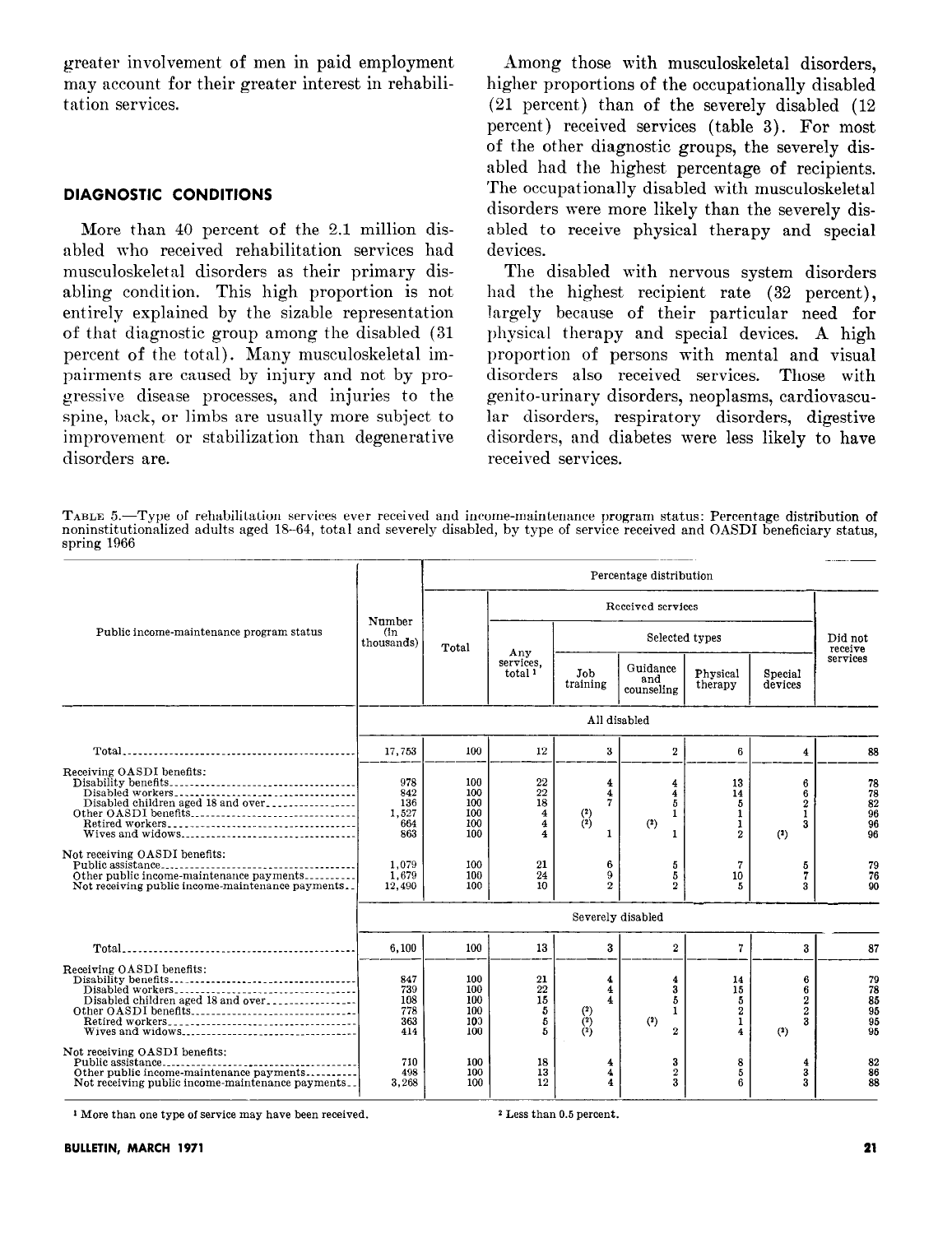greater involvement of men in paid employment may account for their greater interest in rehabilitation services.

## DIAGNOSTIC CONDITIONS

More than 40 percent of the 2.1 million disabled who received rehabilitation services had musculoskeletal disorders as their primary disabling condition. This high proportion is not entirely explained by the sizable representation of that diagnostic group among the disabled (31 percent of the total). Many musculoskeletal impairments are caused by injury and not by progressive disease processes, and injuries to the spine, back, or limbs are usually more subject to improvement or stabilization than degenerative disorders are.

Among those with musculoskeletal disorders, higher proportions of the occupationally disabled (21 percent) than of the severely disabled (12 percent) received services (table 3). For most of the other diagnostic groups, the severely disabled had the highest percentage of recipients. The occupationally disabled with musculoskeletal disorders were more likely than the severely disabled to receive physical therapy and special devices.

The disabled with nervous system disorders had the highest recipient rate (32 percent), largely because of their particular need for physical therapy and special devices. A high proportion of persons with mental and visual disorders also received services. Those with genito-urinary disorders, neoplasms, cardiovascular disorders, respiratory disorders, digestive disorders, and diabetes were less likely to have received services.

TABLE 5.—Type of rehabilitation services ever received and income-maintenance program status: Percentage distribution of noninstitutionalized adults aged 18–64, total and severely disabled, by type of service received and OASDI beneficiary status, spring 1966

| Public income-maintenance program status | Number (in thousands) | Percentage distribution | | | | | | |
|---|---|---|---|---|---|---|---|---|
| | | Total | Received services | | | | | Did not receive services |
| | | | Any services, total [1] | Selected types | | | | |
| | | | | Job training | Guidance and counseling | Physical therapy | Special devices | |
| | | **All disabled** | | | | | | |
| Total | 17,753 | 100 | 12 | 3 | 2 | 6 | 4 | 88 |
| Receiving OASDI benefits: | | | | | | | | |
| Disability benefits | 978 | 100 | 22 | 4 | 4 | 13 | 6 | 78 |
| Disabled workers | 842 | 100 | 22 | 4 | 4 | 14 | 6 | 78 |
| Disabled children aged 18 and over | 136 | 100 | 18 | 7 | 5 | 5 | 2 | 82 |
| Other OASDI benefits | 1,527 | 100 | 4 | (2) | 1 | 1 | 1 | 96 |
| Retired workers | 664 | 100 | 4 | (2) | (2) | 1 | 3 | 96 |
| Wives and widows | 863 | 100 | 4 | 1 | 1 | 2 | (2) | 96 |
| Not receiving OASDI benefits: | | | | | | | | |
| Public assistance | 1,079 | 100 | 21 | 6 | 5 | 7 | 5 | 79 |
| Other public income-maintenance payments | 1,679 | 100 | 24 | 9 | 5 | 10 | 7 | 76 |
| Not receiving public income-maintenance payments | 12,490 | 100 | 10 | 2 | 2 | 5 | 3 | 90 |
| | | **Severely disabled** | | | | | | |
| Total | 6,100 | 100 | 13 | 3 | 2 | 7 | 3 | 87 |
| Receiving OASDI benefits: | | | | | | | | |
| Disability benefits | 847 | 100 | 21 | 4 | 4 | 14 | 6 | 79 |
| Disabled workers | 739 | 100 | 22 | 4 | 3 | 15 | 6 | 78 |
| Disabled children aged 18 and over | 108 | 100 | 15 | 4 | 5 | 5 | 2 | 85 |
| Other OASDI benefits | 778 | 100 | 5 | (2) | 1 | 2 | 2 | 95 |
| Retired workers | 363 | 100 | 5 | (2) | (2) | 1 | 3 | 95 |
| Wives and widows | 414 | 100 | 5 | (2) | 2 | 4 | (2) | 95 |
| Not receiving OASDI benefits: | | | | | | | | |
| Public assistance | 710 | 100 | 18 | 4 | 3 | 8 | 4 | 82 |
| Other public income-maintenance payments | 498 | 100 | 13 | 4 | 2 | 5 | 3 | 86 |
| Not receiving public income-maintenance payments | 3,268 | 100 | 12 | 4 | 3 | 6 | 3 | 88 |

[1] More than one type of service may have been received.

[2] Less than 0.5 percent.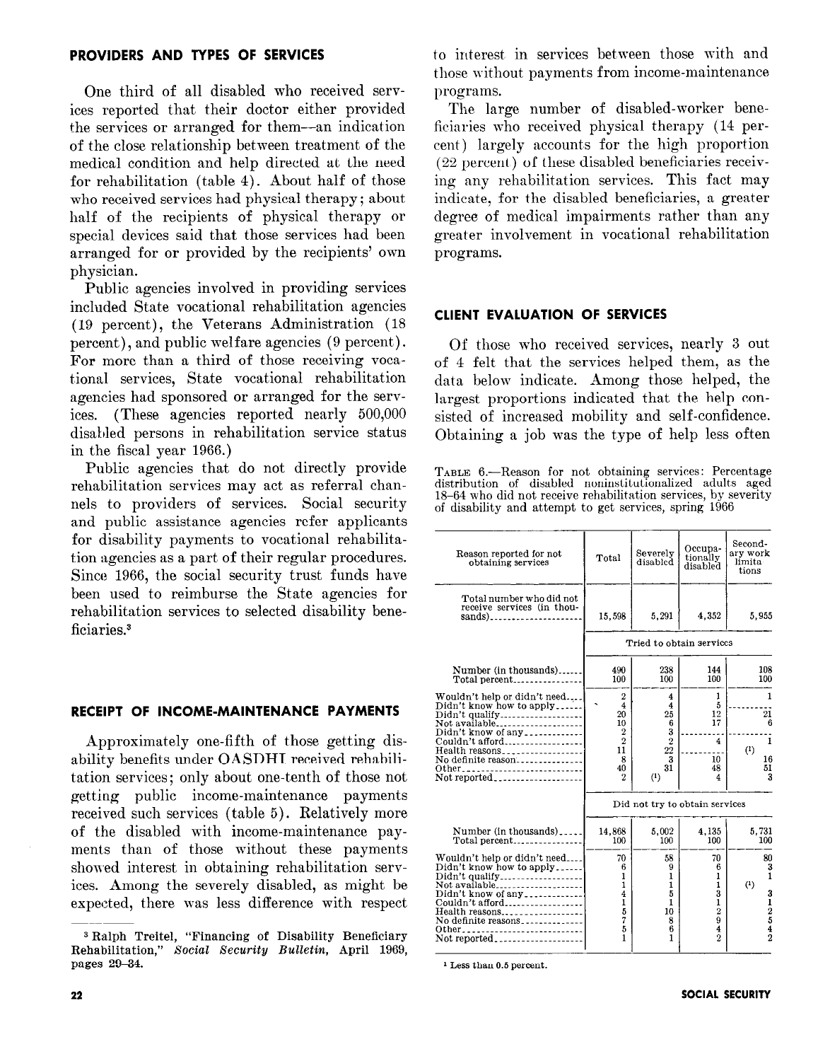## PROVIDERS AND TYPES OF SERVICES

One third of all disabled who received services reported that their doctor either provided the services or arranged for them--an indication of the close relationship between treatment of the medical condition and help directed at the need for rehabilitation (table 4). About half of those who received services had physical therapy; about half of the recipients of physical therapy or special devices said that those services had been arranged for or provided by the recipients' own physician.

Public agencies involved in providing services included State vocational rehabilitation agencies (19 percent), the Veterans Administration (18 percent), and public welfare agencies (9 percent). For more than a third of those receiving vocational services, State vocational rehabilitation agencies had sponsored or arranged for the services. (These agencies reported nearly 500,000 disabled persons in rehabilitation service status in the fiscal year 1966.)

Public agencies that do not directly provide rehabilitation services may act as referral channels to providers of services. Social security and public assistance agencies refer applicants for disability payments to vocational rehabilitation agencies as a part of their regular procedures. Since 1966, the social security trust funds have been used to reimburse the State agencies for rehabilitation services to selected disability beneficiaries.[3]

## RECEIPT OF INCOME-MAINTENANCE PAYMENTS

Approximately one-fifth of those getting disability benefits under OASDHI received rehabilitation services; only about one-tenth of those not getting public income-maintenance payments received such services (table 5). Relatively more of the disabled with income-maintenance payments than of those without these payments showed interest in obtaining rehabilitation services. Among the severely disabled, as might be expected, there was less difference with respect to interest in services between those with and those without payments from income-maintenance programs.

The large number of disabled-worker beneficiaries who received physical therapy (14 percent) largely accounts for the high proportion (22 percent) of these disabled beneficiaries receiving any rehabilitation services. This fact may indicate, for the disabled beneficiaries, a greater degree of medical impairments rather than any greater involvement in vocational rehabilitation programs.

## CLIENT EVALUATION OF SERVICES

Of those who received services, nearly 3 out of 4 felt that the services helped them, as the data below indicate. Among those helped, the largest proportions indicated that the help consisted of increased mobility and self-confidence. Obtaining a job was the type of help less often

[3] Ralph Treitel, "Financing of Disability Beneficiary Rehabilitation," *Social Security Bulletin*, April 1969, pages 29–34.

TABLE 6.—Reason for not obtaining services: Percentage distribution of disabled noninstitutionalized adults aged 18–64 who did not receive rehabilitation services, by severity of disability and attempt to get services, spring 1966

| Reason reported for not obtaining services | Total | Severely disabled | Occupationally disabled | Secondary work limitations |
|---|---|---|---|---|
| Total number who did not receive services (in thousands) | 15,598 | 5,291 | 4,352 | 5,955 |
| | Tried to obtain services | | | |
| Number (in thousands) | 490 | 238 | 144 | 108 |
| Total percent | 100 | 100 | 100 | 100 |
| Wouldn't help or didn't need | 2 | 4 | 1 | 1 |
| Didn't know how to apply | 4 | 4 | 5 | ---------- |
| Didn't qualify | 20 | 25 | 12 | 21 |
| Not available | 10 | 6 | 17 | 6 |
| Didn't know of any | 2 | 3 | ---------- | ---------- |
| Couldn't afford | 2 | 2 | 4 | 1 |
| Health reasons | 11 | 22 | ---------- | (1) |
| No definite reason | 8 | 3 | 10 | 16 |
| Other | 40 | 31 | 48 | 51 |
| Not reported | 2 | (1) | 4 | 3 |
| | Did not try to obtain services | | | |
| Number (in thousands) | 14,868 | 5,002 | 4,135 | 5,731 |
| Total percent | 100 | 100 | 100 | 100 |
| Wouldn't help or didn't need | 70 | 58 | 70 | 80 |
| Didn't know how to apply | 6 | 9 | 6 | 3 |
| Didn't qualify | 1 | 1 | 1 | 1 |
| Not available | 1 | 1 | 1 | (1) |
| Didn't know of any | 4 | 5 | 3 | 3 |
| Couldn't afford | 1 | 1 | 1 | 1 |
| Health reasons | 5 | 10 | 2 | 2 |
| No definite reasons | 7 | 8 | 9 | 5 |
| Other | 5 | 6 | 4 | 4 |
| Not reported | 1 | 1 | 2 | 2 |

[1] Less than 0.5 percent.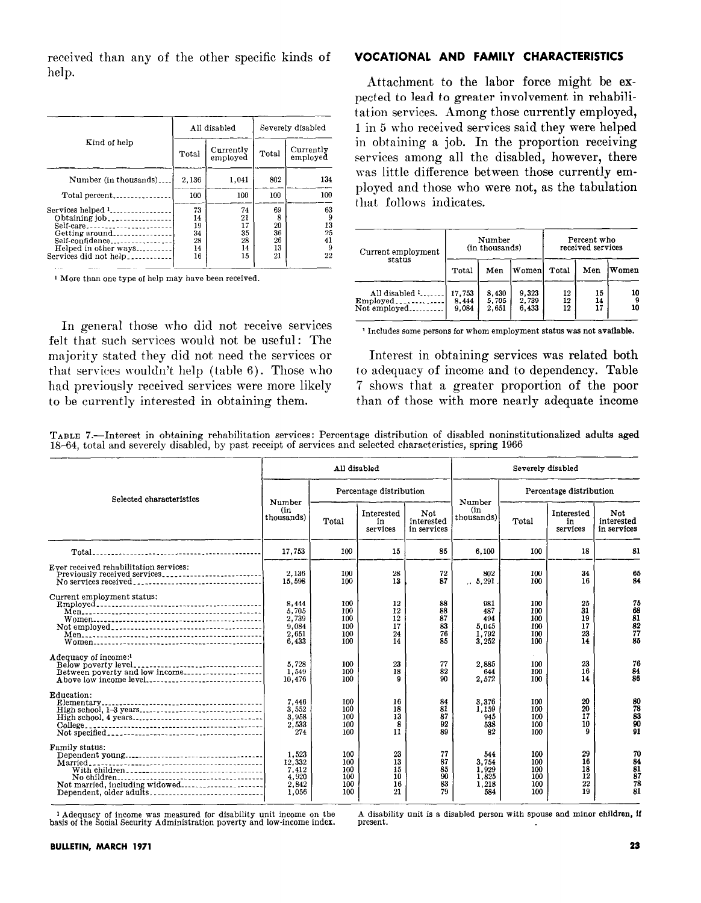received than any of the other specific kinds of help.

| Kind of help | All disabled | | Severely disabled | |
|---|---|---|---|---|
| | Total | Currently employed | Total | Currently employed |
| Number (in thousands) | 2,136 | 1,041 | 802 | 134 |
| Total percent | 100 | 100 | 100 | 100 |
| Services helped [1] | 73 | 74 | 69 | 63 |
| Obtaining job | 14 | 21 | 8 | 9 |
| Self-care | 19 | 17 | 20 | 13 |
| Getting around | 34 | 35 | 36 | 25 |
| Self-confidence | 28 | 28 | 26 | 41 |
| Helped in other ways | 14 | 14 | 13 | 9 |
| Services did not help | 16 | 15 | 21 | 22 |

[1] More than one type of help may have been received.

In general those who did not receive services felt that such services would not be useful: The majority stated they did not need the services or that services wouldn't help (table 6). Those who had previously received services were more likely to be currently interested in obtaining them.

## VOCATIONAL AND FAMILY CHARACTERISTICS

Attachment to the labor force might be expected to lead to greater involvement in rehabilitation services. Among those currently employed, 1 in 5 who received services said they were helped in obtaining a job. In the proportion receiving services among all the disabled, however, there was little difference between those currently employed and those who were not, as the tabulation that follows indicates.

| Current employment status | Number (in thousands) | | | Percent who received services | | |
|---|---|---|---|---|---|---|
| | Total | Men | Women | Total | Men | Women |
| All disabled [1] | 17,753 | 8,430 | 9,323 | 12 | 15 | 10 |
| Employed | 8,444 | 5,705 | 2,739 | 12 | 14 | 9 |
| Not employed | 9,084 | 2,651 | 6,433 | 12 | 17 | 10 |

[1] Includes some persons for whom employment status was not available.

Interest in obtaining services was related both to adequacy of income and to dependency. Table 7 shows that a greater proportion of the poor than of those with more nearly adequate income

TABLE 7.—Interest in obtaining rehabilitation services: Percentage distribution of disabled noninstitutionalized adults aged 18–64, total and severely disabled, by past receipt of services and selected characteristics, spring 1966

| Selected characteristics | All disabled | | | | Severely disabled | | | |
|---|---|---|---|---|---|---|---|---|
| | Number (in thousands) | Percentage distribution | | | Number (in thousands) | Percentage distribution | | |
| | | Total | Interested in services | Not interested in services | | Total | Interested in services | Not interested in services |
| Total | 17,753 | 100 | 15 | 85 | 6,100 | 100 | 18 | 81 |
| **Ever received rehabilitation services:** | | | | | | | | |
| Previously received services | 2,136 | 100 | 28 | 72 | 802 | 100 | 34 | 65 |
| No services received | 15,598 | 100 | 13 | 87 | 5,291 | 100 | 16 | 84 |
| **Current employment status:** | | | | | | | | |
| Employed | 8,444 | 100 | 12 | 88 | 981 | 100 | 25 | 75 |
| Men | 5,705 | 100 | 12 | 88 | 487 | 100 | 31 | 68 |
| Women | 2,739 | 100 | 12 | 87 | 494 | 100 | 19 | 81 |
| Not employed | 9,084 | 100 | 17 | 83 | 5,045 | 100 | 17 | 82 |
| Men | 2,651 | 100 | 24 | 76 | 1,792 | 100 | 23 | 77 |
| Women | 6,433 | 100 | 14 | 85 | 3,252 | 100 | 14 | 85 |
| **Adequacy of income:** [1] | | | | | | | | |
| Below poverty level | 5,728 | 100 | 23 | 77 | 2,885 | 100 | 23 | 76 |
| Between poverty and low income | 1,549 | 100 | 18 | 82 | 644 | 100 | 16 | 84 |
| Above low income level | 10,476 | 100 | 9 | 90 | 2,572 | 100 | 14 | 86 |
| **Education:** | | | | | | | | |
| Elementary | 7,446 | 100 | 16 | 84 | 3,376 | 100 | 20 | 80 |
| High school, 1–3 years | 3,552 | 100 | 18 | 81 | 1,159 | 100 | 20 | 78 |
| High school, 4 years | 3,958 | 100 | 13 | 87 | 945 | 100 | 17 | 83 |
| College | 2,533 | 100 | 8 | 92 | 538 | 100 | 10 | 90 |
| Not specified | 274 | 100 | 11 | 89 | 82 | 100 | 9 | 91 |
| **Family status:** | | | | | | | | |
| Dependent young | 1,523 | 100 | 23 | 77 | 544 | 100 | 29 | 70 |
| Married | 12,332 | 100 | 13 | 87 | 3,754 | 100 | 16 | 84 |
| With children | 7,412 | 100 | 15 | 85 | 1,929 | 100 | 18 | 81 |
| No children | 4,920 | 100 | 10 | 90 | 1,825 | 100 | 12 | 87 |
| Not married, including widowed | 2,842 | 100 | 16 | 83 | 1,218 | 100 | 22 | 78 |
| Dependent, older adults | 1,056 | 100 | 21 | 79 | 584 | 100 | 19 | 81 |

[1] Adequacy of income was measured for disability unit income on the basis of the Social Security Administration poverty and low-income index. A disability unit is a disabled person with spouse and minor children, if present.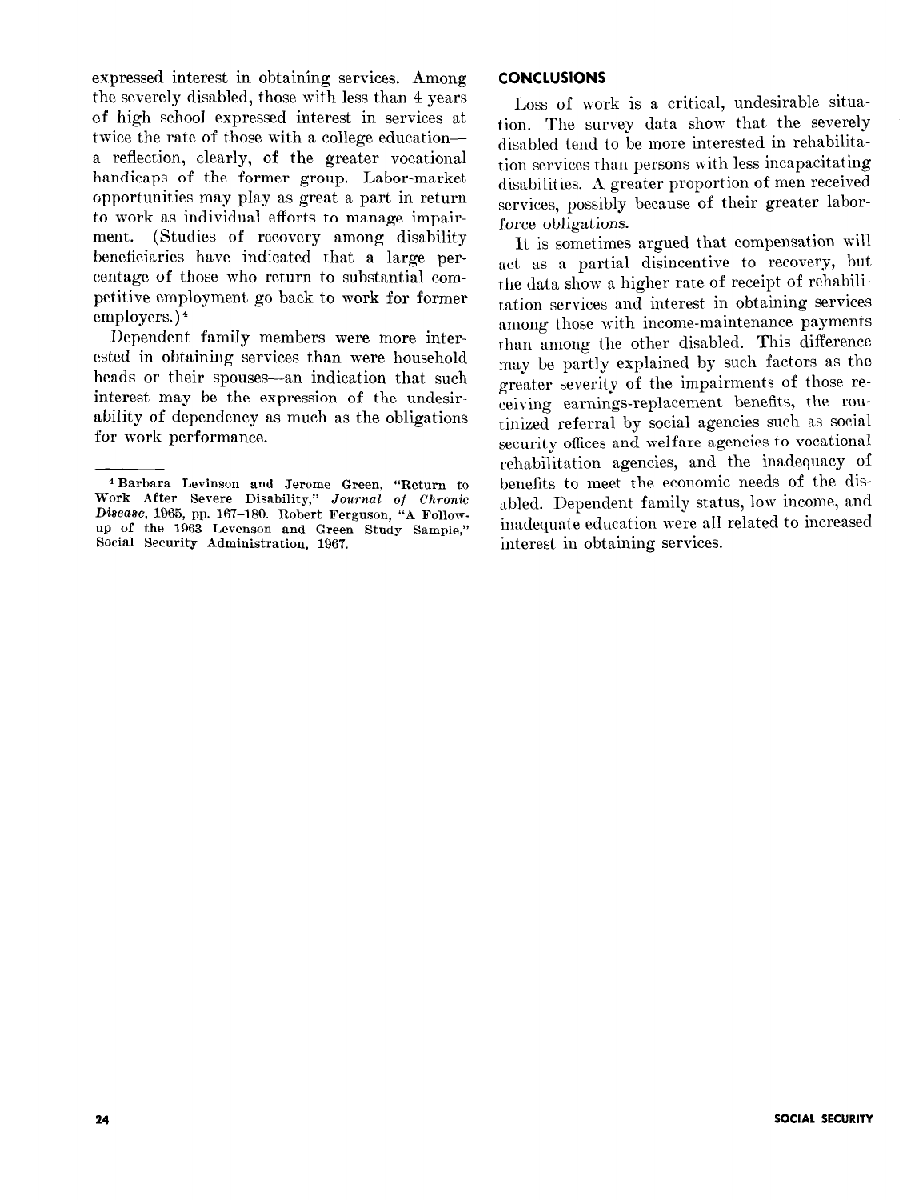expressed interest in obtaining services. Among the severely disabled, those with less than 4 years of high school expressed interest in services at twice the rate of those with a college education—a reflection, clearly, of the greater vocational handicaps of the former group. Labor-market opportunities may play as great a part in return to work as individual efforts to manage impairment. (Studies of recovery among disability beneficiaries have indicated that a large percentage of those who return to substantial competitive employment go back to work for former employers.)[4]

Dependent family members were more interested in obtaining services than were household heads or their spouses—an indication that such interest may be the expression of the undesirability of dependency as much as the obligations for work performance.

[4] Barbara Levinson and Jerome Green, "Return to Work After Severe Disability," *Journal of Chronic Disease*, 1965, pp. 167–180. Robert Ferguson, "A Follow-up of the 1963 Levenson and Green Study Sample," Social Security Administration, 1967.

## CONCLUSIONS

Loss of work is a critical, undesirable situation. The survey data show that the severely disabled tend to be more interested in rehabilitation services than persons with less incapacitating disabilities. A greater proportion of men received services, possibly because of their greater labor-force obligations.

It is sometimes argued that compensation will act as a partial disincentive to recovery, but the data show a higher rate of receipt of rehabilitation services and interest in obtaining services among those with income-maintenance payments than among the other disabled. This difference may be partly explained by such factors as the greater severity of the impairments of those receiving earnings-replacement benefits, the routinized referral by social agencies such as social security offices and welfare agencies to vocational rehabilitation agencies, and the inadequacy of benefits to meet the economic needs of the disabled. Dependent family status, low income, and inadequate education were all related to increased interest in obtaining services.